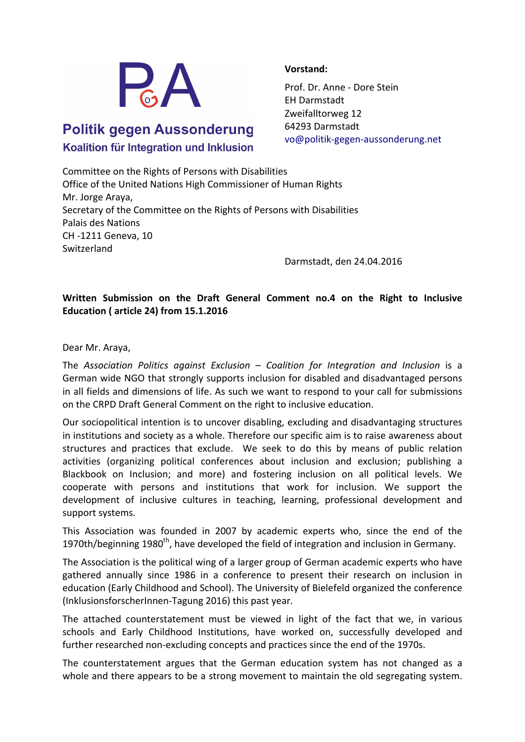**Politik gegen Aussonderung**
**Koalition für Integration und Inklusion**

**Vorstand:**

Prof. Dr. Anne - Dore Stein
EH Darmstadt
Zweifalltorweg 12
64293 Darmstadt
vo@politik-gegen-aussonderung.net

Committee on the Rights of Persons with Disabilities
Office of the United Nations High Commissioner of Human Rights
Mr. Jorge Araya,
Secretary of the Committee on the Rights of Persons with Disabilities
Palais des Nations
CH -1211 Geneva, 10
Switzerland

Darmstadt, den 24.04.2016

**Written Submission on the Draft General Comment no.4 on the Right to Inclusive Education ( article 24) from 15.1.2016**

Dear Mr. Araya,

The *Association Politics against Exclusion – Coalition for Integration and Inclusion* is a German wide NGO that strongly supports inclusion for disabled and disadvantaged persons in all fields and dimensions of life. As such we want to respond to your call for submissions on the CRPD Draft General Comment on the right to inclusive education.

Our sociopolitical intention is to uncover disabling, excluding and disadvantaging structures in institutions and society as a whole. Therefore our specific aim is to raise awareness about structures and practices that exclude. We seek to do this by means of public relation activities (organizing political conferences about inclusion and exclusion; publishing a Blackbook on Inclusion; and more) and fostering inclusion on all political levels. We cooperate with persons and institutions that work for inclusion. We support the development of inclusive cultures in teaching, learning, professional development and support systems.

This Association was founded in 2007 by academic experts who, since the end of the 1970th/beginning 1980th, have developed the field of integration and inclusion in Germany.

The Association is the political wing of a larger group of German academic experts who have gathered annually since 1986 in a conference to present their research on inclusion in education (Early Childhood and School). The University of Bielefeld organized the conference (InklusionsforscherInnen-Tagung 2016) this past year.

The attached counterstatement must be viewed in light of the fact that we, in various schools and Early Childhood Institutions, have worked on, successfully developed and further researched non-excluding concepts and practices since the end of the 1970s.

The counterstatement argues that the German education system has not changed as a whole and there appears to be a strong movement to maintain the old segregating system.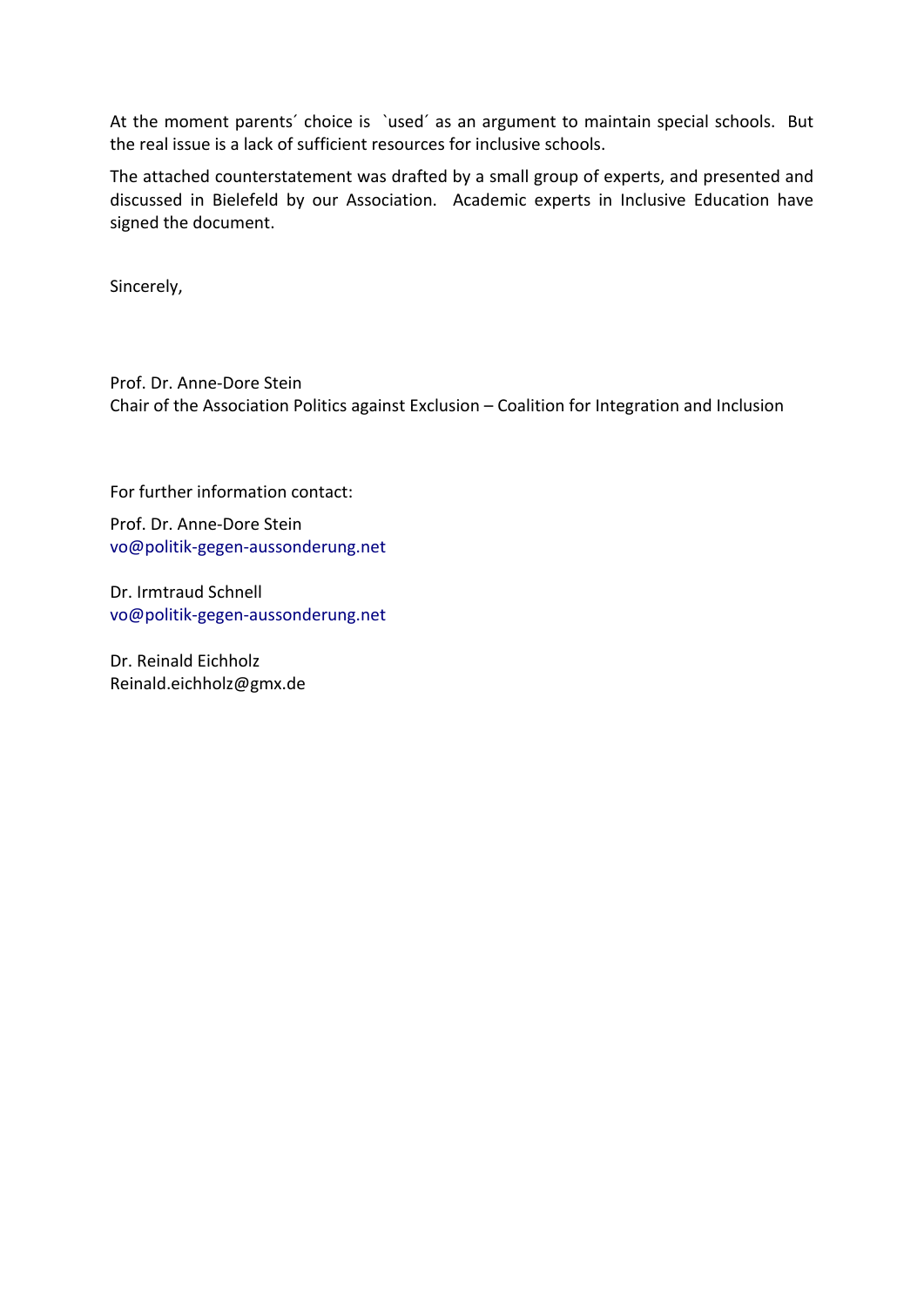At the moment parents´ choice is `used´ as an argument to maintain special schools. But the real issue is a lack of sufficient resources for inclusive schools.

The attached counterstatement was drafted by a small group of experts, and presented and discussed in Bielefeld by our Association. Academic experts in Inclusive Education have signed the document.

Sincerely,

Prof. Dr. Anne-Dore Stein
Chair of the Association Politics against Exclusion – Coalition for Integration and Inclusion

For further information contact:

Prof. Dr. Anne-Dore Stein
vo@politik-gegen-aussonderung.net

Dr. Irmtraud Schnell
vo@politik-gegen-aussonderung.net

Dr. Reinald Eichholz
Reinald.eichholz@gmx.de